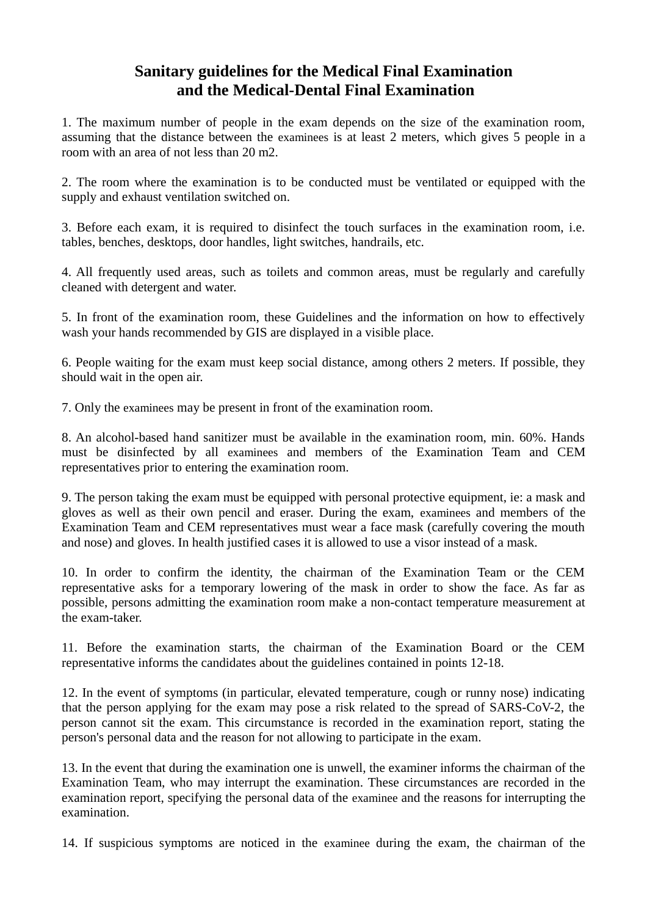# Sanitary guidelines for the Medical Final Examination and the Medical-Dental Final Examination

1. The maximum number of people in the exam depends on the size of the examination room, assuming that the distance between the examinees is at least 2 meters, which gives 5 people in a room with an area of not less than 20 m2.

2. The room where the examination is to be conducted must be ventilated or equipped with the supply and exhaust ventilation switched on.

3. Before each exam, it is required to disinfect the touch surfaces in the examination room, i.e. tables, benches, desktops, door handles, light switches, handrails, etc.

4. All frequently used areas, such as toilets and common areas, must be regularly and carefully cleaned with detergent and water.

5. In front of the examination room, these Guidelines and the information on how to effectively wash your hands recommended by GIS are displayed in a visible place.

6. People waiting for the exam must keep social distance, among others 2 meters. If possible, they should wait in the open air.

7. Only the examinees may be present in front of the examination room.

8. An alcohol-based hand sanitizer must be available in the examination room, min. 60%. Hands must be disinfected by all examinees and members of the Examination Team and CEM representatives prior to entering the examination room.

9. The person taking the exam must be equipped with personal protective equipment, ie: a mask and gloves as well as their own pencil and eraser. During the exam, examinees and members of the Examination Team and CEM representatives must wear a face mask (carefully covering the mouth and nose) and gloves. In health justified cases it is allowed to use a visor instead of a mask.

10. In order to confirm the identity, the chairman of the Examination Team or the CEM representative asks for a temporary lowering of the mask in order to show the face. As far as possible, persons admitting the examination room make a non-contact temperature measurement at the exam-taker.

11. Before the examination starts, the chairman of the Examination Board or the CEM representative informs the candidates about the guidelines contained in points 12-18.

12. In the event of symptoms (in particular, elevated temperature, cough or runny nose) indicating that the person applying for the exam may pose a risk related to the spread of SARS-CoV-2, the person cannot sit the exam. This circumstance is recorded in the examination report, stating the person's personal data and the reason for not allowing to participate in the exam.

13. In the event that during the examination one is unwell, the examiner informs the chairman of the Examination Team, who may interrupt the examination. These circumstances are recorded in the examination report, specifying the personal data of the examinee and the reasons for interrupting the examination.

14. If suspicious symptoms are noticed in the examinee during the exam, the chairman of the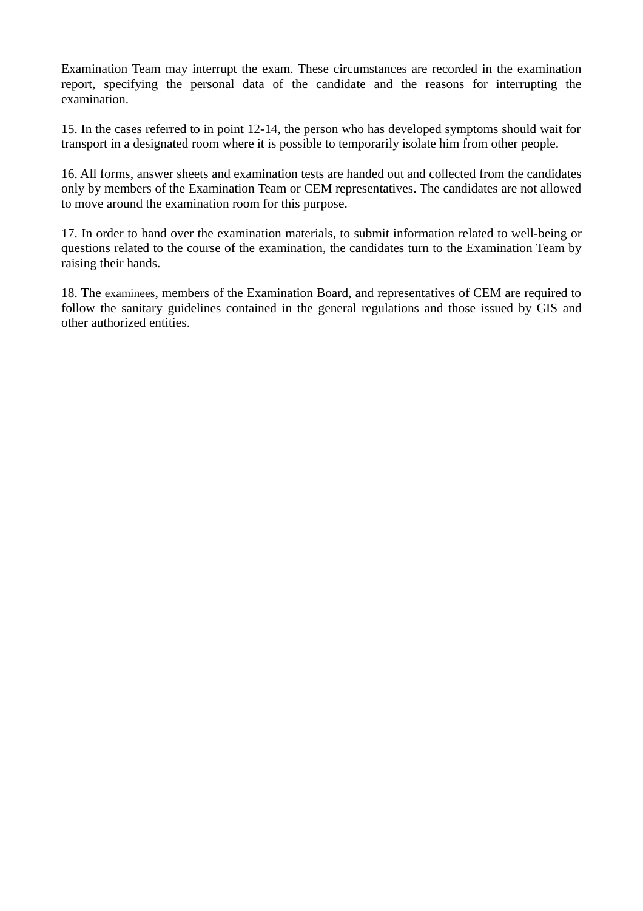Examination Team may interrupt the exam. These circumstances are recorded in the examination report, specifying the personal data of the candidate and the reasons for interrupting the examination.

15. In the cases referred to in point 12-14, the person who has developed symptoms should wait for transport in a designated room where it is possible to temporarily isolate him from other people.

16. All forms, answer sheets and examination tests are handed out and collected from the candidates only by members of the Examination Team or CEM representatives. The candidates are not allowed to move around the examination room for this purpose.

17. In order to hand over the examination materials, to submit information related to well-being or questions related to the course of the examination, the candidates turn to the Examination Team by raising their hands.

18. The examinees, members of the Examination Board, and representatives of CEM are required to follow the sanitary guidelines contained in the general regulations and those issued by GIS and other authorized entities.